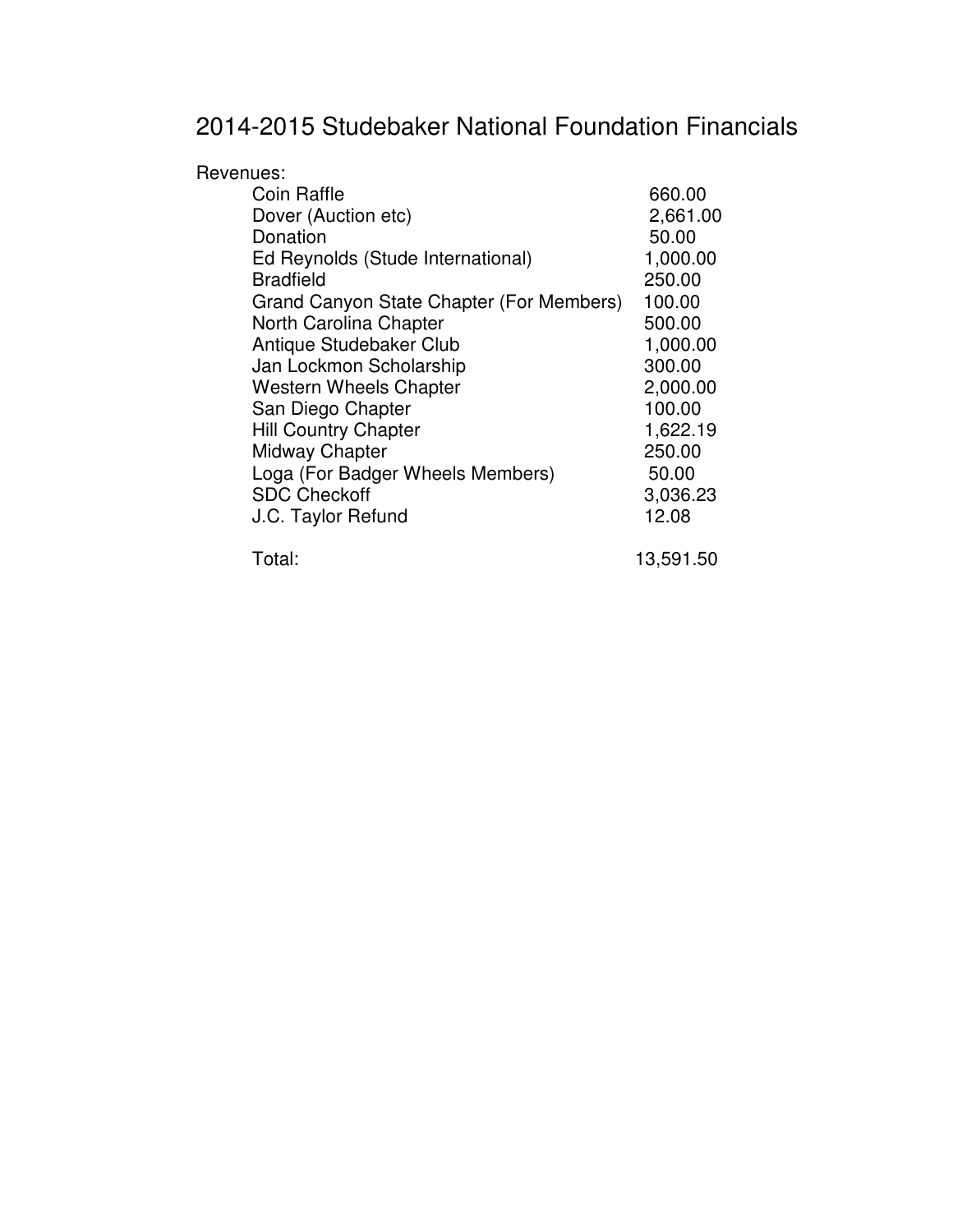# 2014-2015 Studebaker National Foundation Financials

Revenues:

| | |
|---|---|
| Coin Raffle | 660.00 |
| Dover (Auction etc) | 2,661.00 |
| Donation | 50.00 |
| Ed Reynolds (Stude International) | 1,000.00 |
| Bradfield | 250.00 |
| Grand Canyon State Chapter (For Members) | 100.00 |
| North Carolina Chapter | 500.00 |
| Antique Studebaker Club | 1,000.00 |
| Jan Lockmon Scholarship | 300.00 |
| Western Wheels Chapter | 2,000.00 |
| San Diego Chapter | 100.00 |
| Hill Country Chapter | 1,622.19 |
| Midway Chapter | 250.00 |
| Loga (For Badger Wheels Members) | 50.00 |
| SDC Checkoff | 3,036.23 |
| J.C. Taylor Refund | 12.08 |
| Total: | 13,591.50 |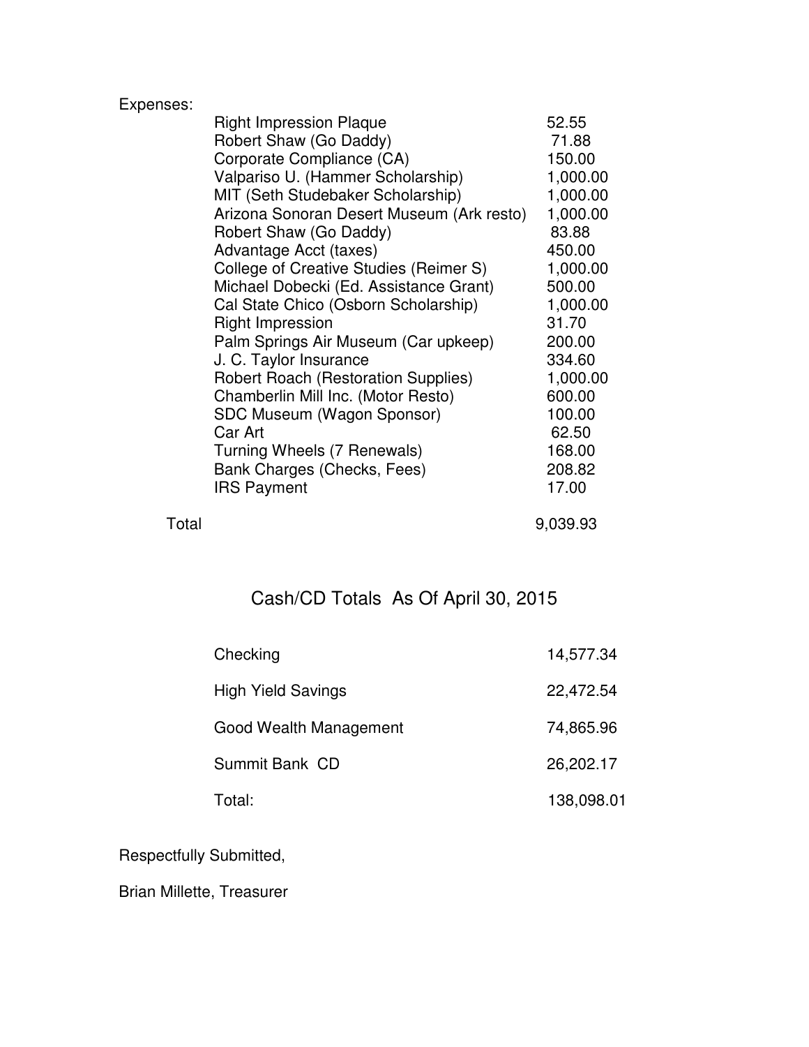Expenses:

| | |
|---|---|
| Right Impression Plaque | 52.55 |
| Robert Shaw (Go Daddy) | 71.88 |
| Corporate Compliance (CA) | 150.00 |
| Valpariso U. (Hammer Scholarship) | 1,000.00 |
| MIT (Seth Studebaker Scholarship) | 1,000.00 |
| Arizona Sonoran Desert Museum (Ark resto) | 1,000.00 |
| Robert Shaw (Go Daddy) | 83.88 |
| Advantage Acct (taxes) | 450.00 |
| College of Creative Studies (Reimer S) | 1,000.00 |
| Michael Dobecki (Ed. Assistance Grant) | 500.00 |
| Cal State Chico (Osborn Scholarship) | 1,000.00 |
| Right Impression | 31.70 |
| Palm Springs Air Museum (Car upkeep) | 200.00 |
| J. C. Taylor Insurance | 334.60 |
| Robert Roach (Restoration Supplies) | 1,000.00 |
| Chamberlin Mill Inc. (Motor Resto) | 600.00 |
| SDC Museum (Wagon Sponsor) | 100.00 |
| Car Art | 62.50 |
| Turning Wheels (7 Renewals) | 168.00 |
| Bank Charges (Checks, Fees) | 208.82 |
| IRS Payment | 17.00 |
| Total | 9,039.93 |

## Cash/CD Totals As Of April 30, 2015

| | |
|---|---|
| Checking | 14,577.34 |
| High Yield Savings | 22,472.54 |
| Good Wealth Management | 74,865.96 |
| Summit Bank CD | 26,202.17 |
| Total: | 138,098.01 |

Respectfully Submitted,

Brian Millette, Treasurer